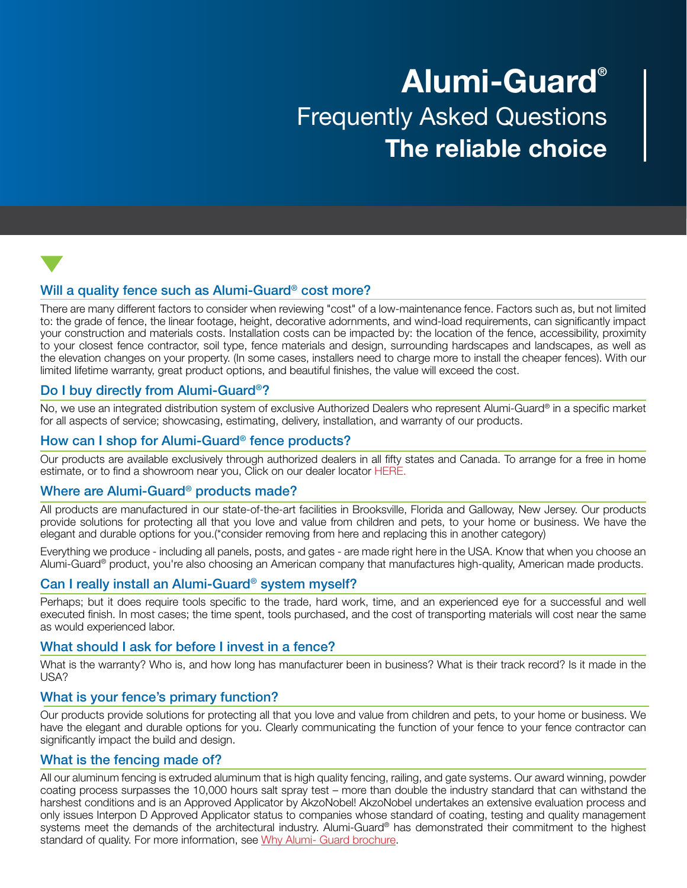# Alumi-Guard®

## Frequently Asked Questions

## The reliable choice

### Will a quality fence such as Alumi-Guard® cost more?

There are many different factors to consider when reviewing "cost" of a low-maintenance fence. Factors such as, but not limited to: the grade of fence, the linear footage, height, decorative adornments, and wind-load requirements, can significantly impact your construction and materials costs. Installation costs can be impacted by: the location of the fence, accessibility, proximity to your closest fence contractor, soil type, fence materials and design, surrounding hardscapes and landscapes, as well as the elevation changes on your property. (In some cases, installers need to charge more to install the cheaper fences). With our limited lifetime warranty, great product options, and beautiful finishes, the value will exceed the cost.

### Do I buy directly from Alumi-Guard®?

No, we use an integrated distribution system of exclusive Authorized Dealers who represent Alumi-Guard® in a specific market for all aspects of service; showcasing, estimating, delivery, installation, and warranty of our products.

### How can I shop for Alumi-Guard® fence products?

Our products are available exclusively through authorized dealers in all fifty states and Canada. To arrange for a free in home estimate, or to find a showroom near you, Click on our dealer locator HERE.

### Where are Alumi-Guard® products made?

All products are manufactured in our state-of-the-art facilities in Brooksville, Florida and Galloway, New Jersey. Our products provide solutions for protecting all that you love and value from children and pets, to your home or business. We have the elegant and durable options for you.(*consider removing from here and replacing this in another category)

Everything we produce - including all panels, posts, and gates - are made right here in the USA. Know that when you choose an Alumi-Guard® product, you're also choosing an American company that manufactures high-quality, American made products.

### Can I really install an Alumi-Guard® system myself?

Perhaps; but it does require tools specific to the trade, hard work, time, and an experienced eye for a successful and well executed finish. In most cases; the time spent, tools purchased, and the cost of transporting materials will cost near the same as would experienced labor.

### What should I ask for before I invest in a fence?

What is the warranty? Who is, and how long has manufacturer been in business? What is their track record? Is it made in the USA?

### What is your fence's primary function?

Our products provide solutions for protecting all that you love and value from children and pets, to your home or business. We have the elegant and durable options for you. Clearly communicating the function of your fence to your fence contractor can significantly impact the build and design.

### What is the fencing made of?

All our aluminum fencing is extruded aluminum that is high quality fencing, railing, and gate systems. Our award winning, powder coating process surpasses the 10,000 hours salt spray test – more than double the industry standard that can withstand the harshest conditions and is an Approved Applicator by AkzoNobel! AkzoNobel undertakes an extensive evaluation process and only issues Interpon D Approved Applicator status to companies whose standard of coating, testing and quality management systems meet the demands of the architectural industry. Alumi-Guard® has demonstrated their commitment to the highest standard of quality. For more information, see Why Alumi- Guard brochure.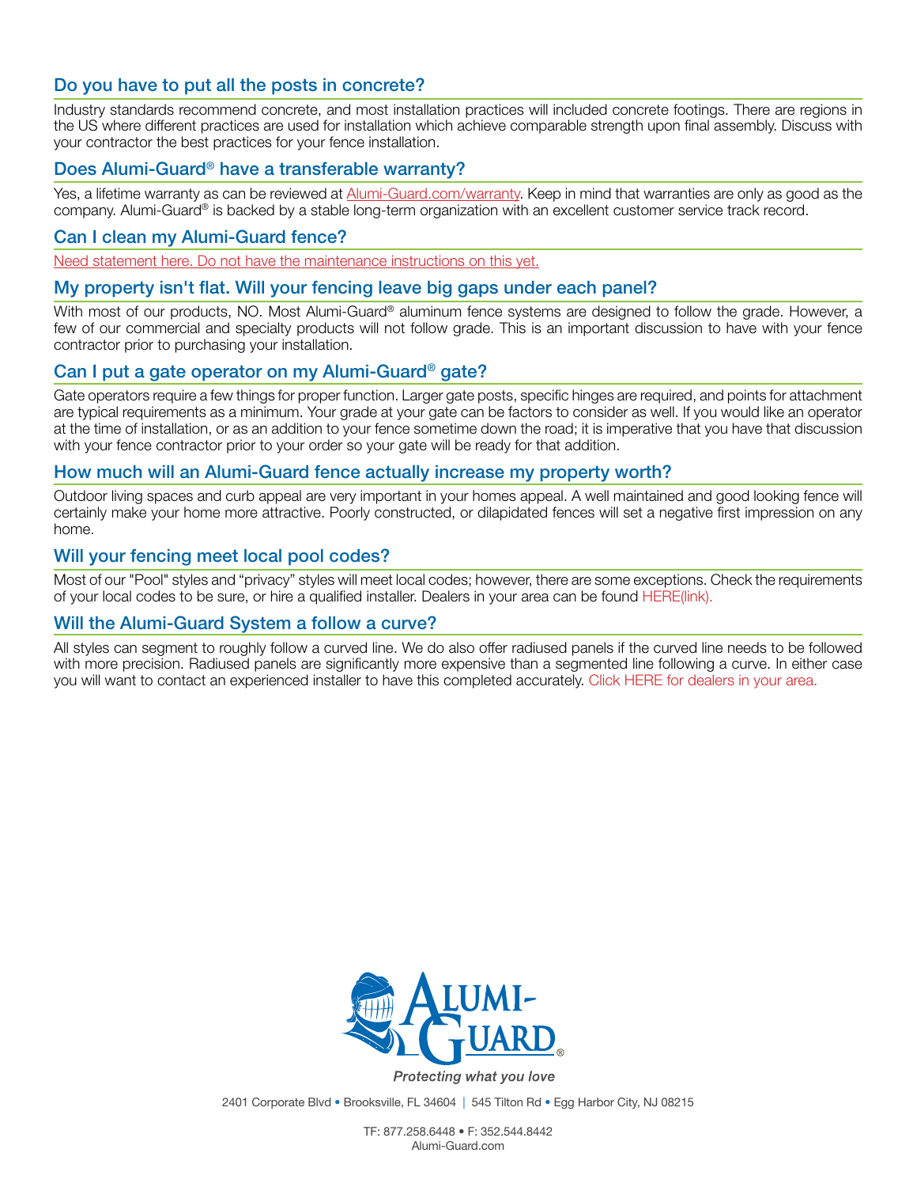## Do you have to put all the posts in concrete?

Industry standards recommend concrete, and most installation practices will included concrete footings. There are regions in the US where different practices are used for installation which achieve comparable strength upon final assembly. Discuss with your contractor the best practices for your fence installation.

## Does Alumi-Guard® have a transferable warranty?

Yes, a lifetime warranty as can be reviewed at Alumi-Guard.com/warranty. Keep in mind that warranties are only as good as the company. Alumi-Guard® is backed by a stable long-term organization with an excellent customer service track record.

## Can I clean my Alumi-Guard fence?

Need statement here. Do not have the maintenance instructions on this yet.

## My property isn't flat. Will your fencing leave big gaps under each panel?

With most of our products, NO. Most Alumi-Guard® aluminum fence systems are designed to follow the grade. However, a few of our commercial and specialty products will not follow grade. This is an important discussion to have with your fence contractor prior to purchasing your installation.

## Can I put a gate operator on my Alumi-Guard® gate?

Gate operators require a few things for proper function. Larger gate posts, specific hinges are required, and points for attachment are typical requirements as a minimum. Your grade at your gate can be factors to consider as well. If you would like an operator at the time of installation, or as an addition to your fence sometime down the road; it is imperative that you have that discussion with your fence contractor prior to your order so your gate will be ready for that addition.

## How much will an Alumi-Guard fence actually increase my property worth?

Outdoor living spaces and curb appeal are very important in your homes appeal. A well maintained and good looking fence will certainly make your home more attractive. Poorly constructed, or dilapidated fences will set a negative first impression on any home.

## Will your fencing meet local pool codes?

Most of our "Pool" styles and "privacy" styles will meet local codes; however, there are some exceptions. Check the requirements of your local codes to be sure, or hire a qualified installer. Dealers in your area can be found HERE(link).

## Will the Alumi-Guard System a follow a curve?

All styles can segment to roughly follow a curved line. We do also offer radiused panels if the curved line needs to be followed with more precision. Radiused panels are significantly more expensive than a segmented line following a curve. In either case you will want to contact an experienced installer to have this completed accurately. Click HERE for dealers in your area.

Alumi-Guard®

*Protecting what you love*

2401 Corporate Blvd • Brooksville, FL 34604 | 545 Tilton Rd • Egg Harbor City, NJ 08215

TF: 877.258.6448 • F: 352.544.8442
Alumi-Guard.com